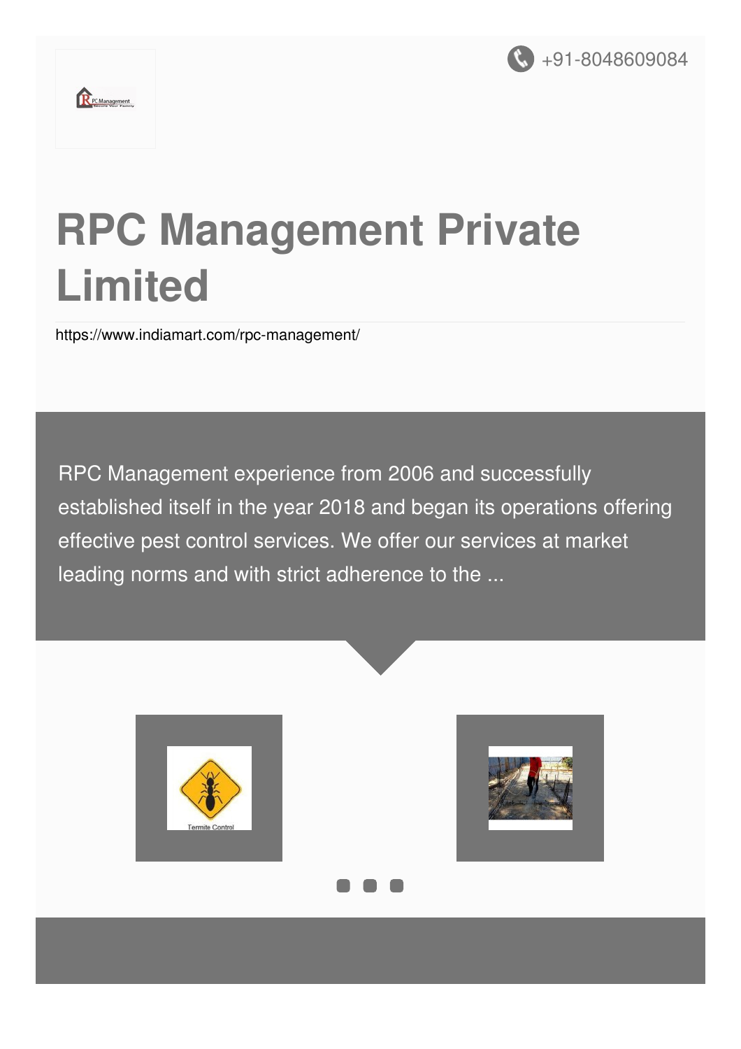+91-8048609084

# RPC Management Private Limited

https://www.indiamart.com/rpc-management/

RPC Management experience from 2006 and successfully established itself in the year 2018 and began its operations offering effective pest control services. We offer our services at market leading norms and with strict adherence to the ...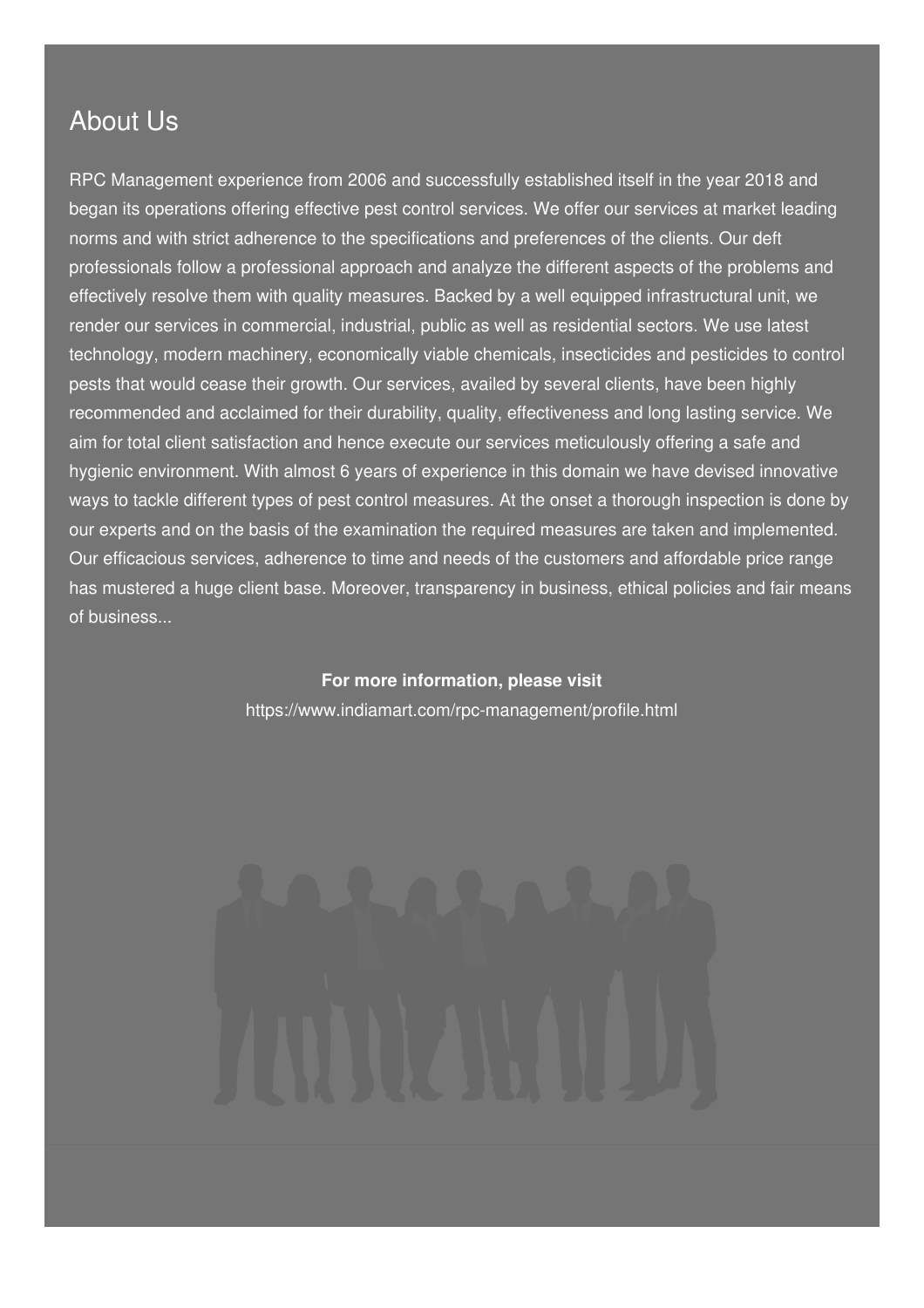## About Us

RPC Management experience from 2006 and successfully established itself in the year 2018 and began its operations offering effective pest control services. We offer our services at market leading norms and with strict adherence to the specifications and preferences of the clients. Our deft professionals follow a professional approach and analyze the different aspects of the problems and effectively resolve them with quality measures. Backed by a well equipped infrastructural unit, we render our services in commercial, industrial, public as well as residential sectors. We use latest technology, modern machinery, economically viable chemicals, insecticides and pesticides to control pests that would cease their growth. Our services, availed by several clients, have been highly recommended and acclaimed for their durability, quality, effectiveness and long lasting service. We aim for total client satisfaction and hence execute our services meticulously offering a safe and hygienic environment. With almost 6 years of experience in this domain we have devised innovative ways to tackle different types of pest control measures. At the onset a thorough inspection is done by our experts and on the basis of the examination the required measures are taken and implemented. Our efficacious services, adherence to time and needs of the customers and affordable price range has mustered a huge client base. Moreover, transparency in business, ethical policies and fair means of business...

**For more information, please visit**

https://www.indiamart.com/rpc-management/profile.html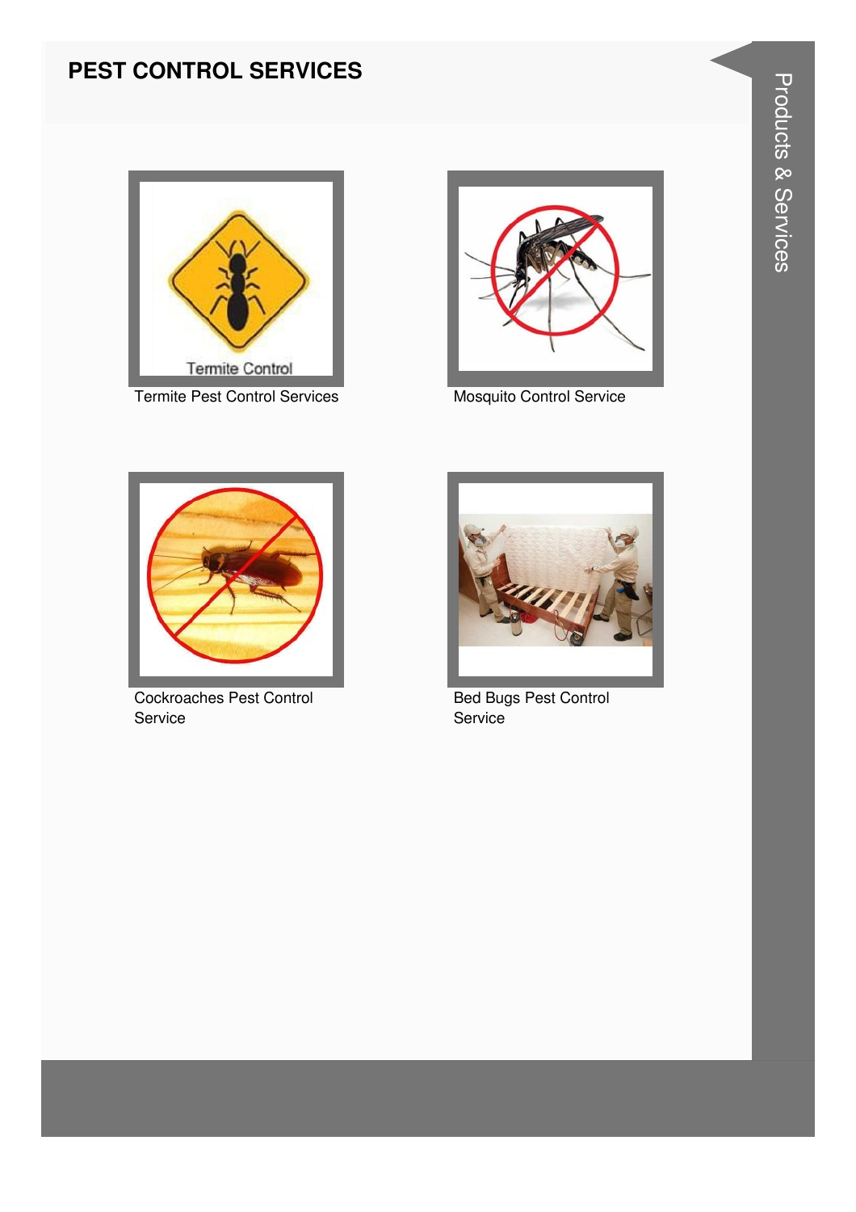# PEST CONTROL SERVICES

Termite Pest Control Services

Mosquito Control Service

Cockroaches Pest Control Service

Bed Bugs Pest Control Service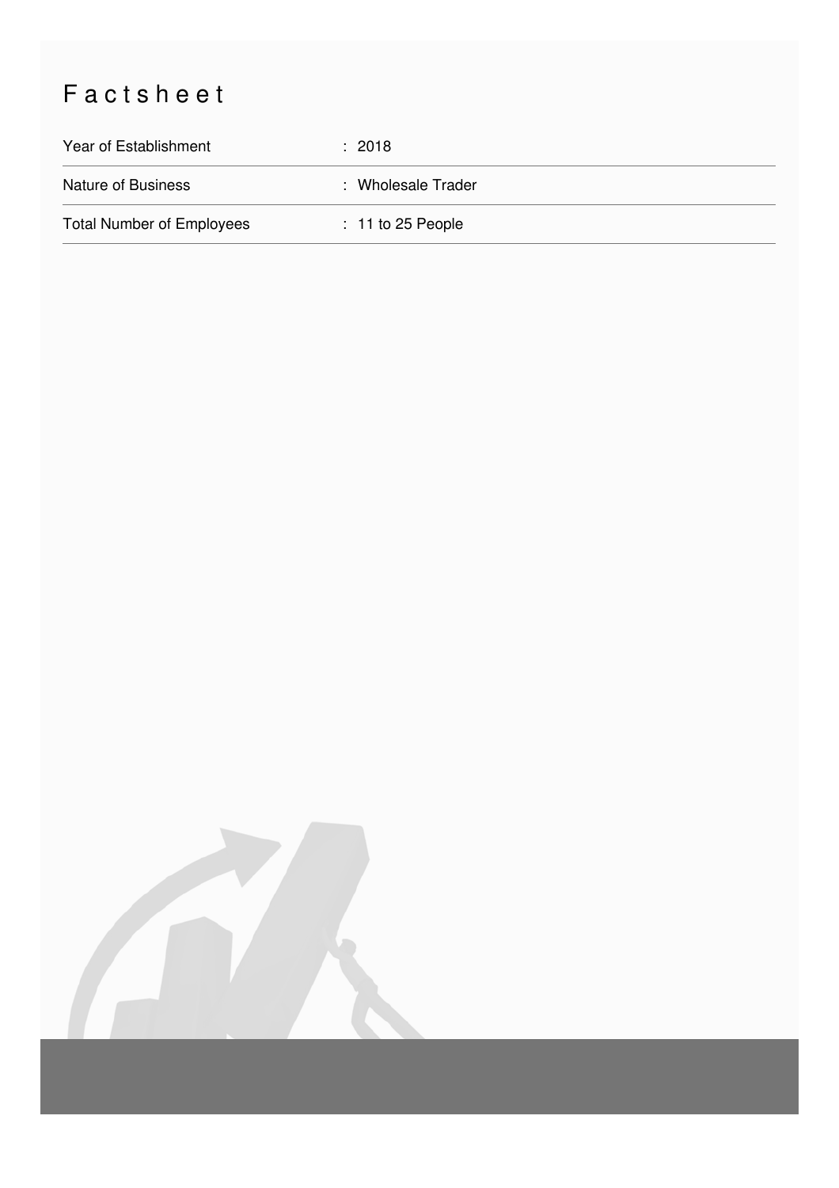# Factsheet

| Year of Establishment | : 2018 |
|---|---|
| Nature of Business | : Wholesale Trader |
| Total Number of Employees | : 11 to 25 People |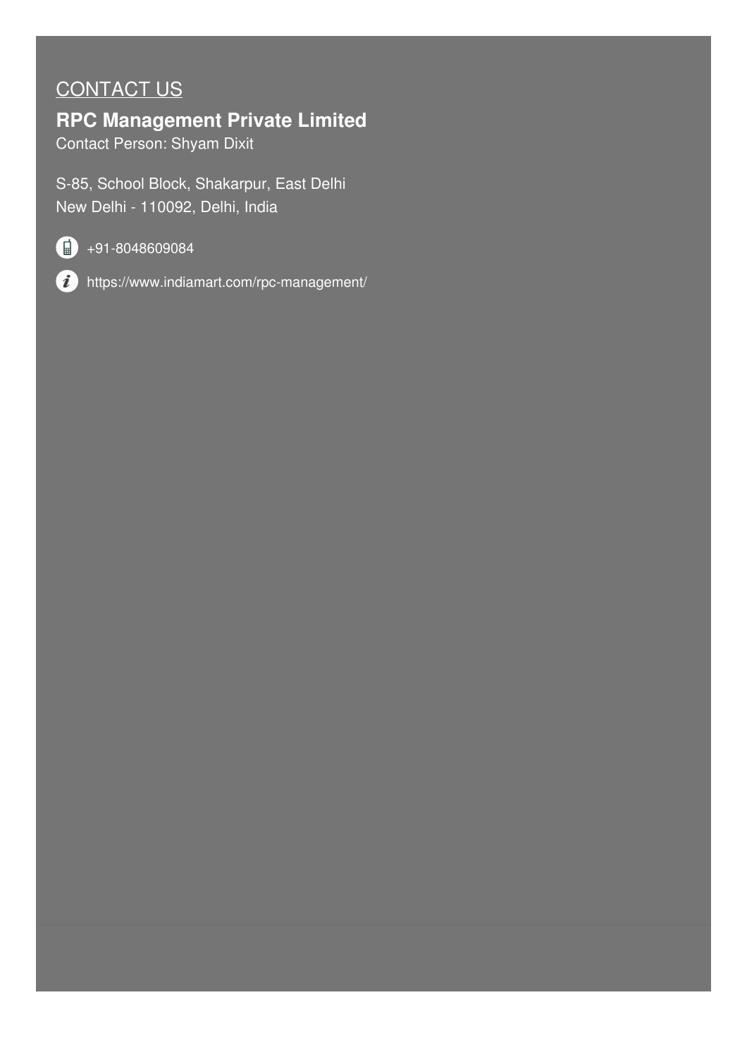## CONTACT US

### RPC Management Private Limited

Contact Person: Shyam Dixit

S-85, School Block, Shakarpur, East Delhi
New Delhi - 110092, Delhi, India

+91-8048609084

https://www.indiamart.com/rpc-management/